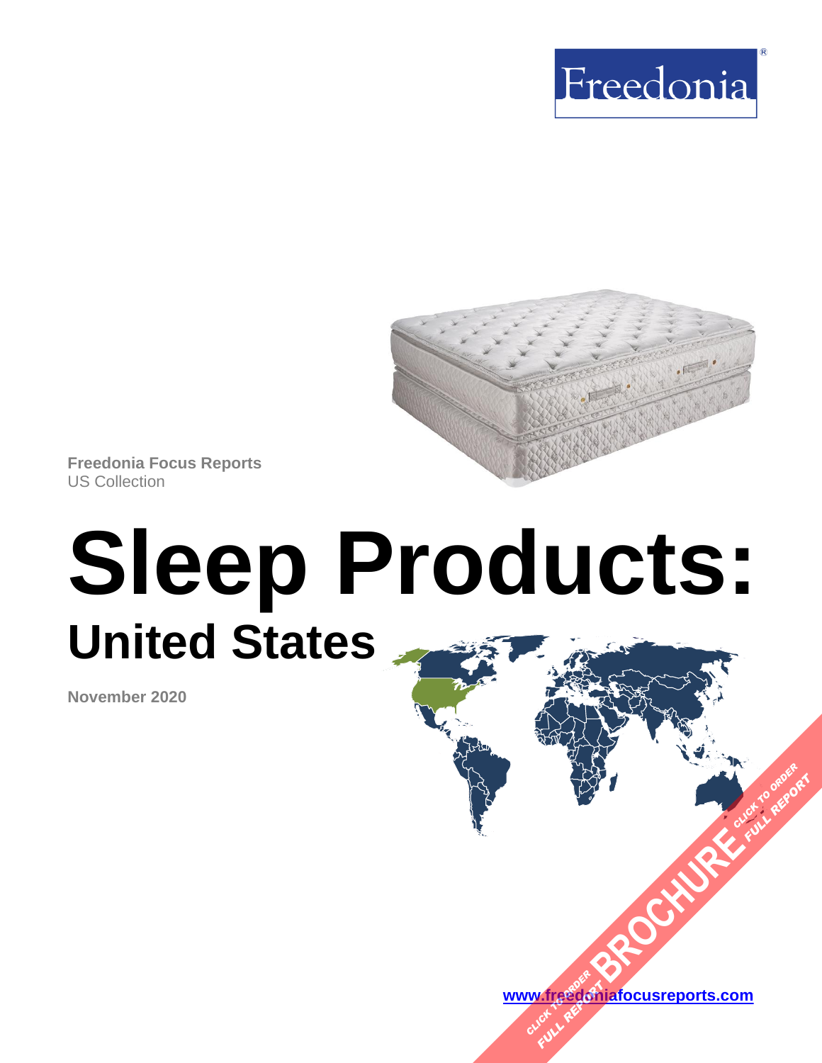Freedonia®

**Freedonia Focus Reports**
US Collection

# Sleep Products:
## United States

**November 2020**

CLICK TO ORDER FULL REPORT BROCHURE CLICK TO ORDER FULL REPORT

[www.freedoniafocusreports.com](http://www.freedoniafocusreports.com)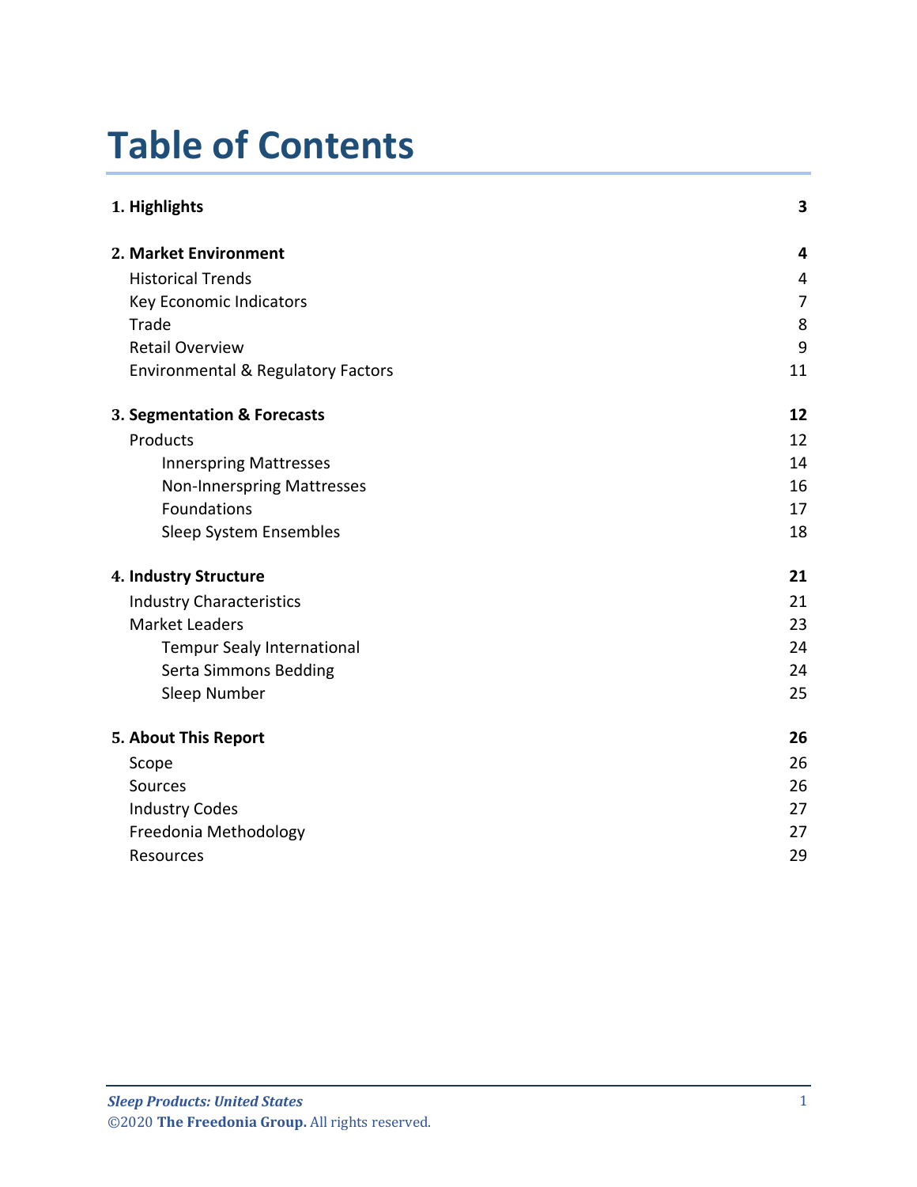# Table of Contents

| | |
|---|---|
| **1. Highlights** | **3** |
| **2. Market Environment** | **4** |
| Historical Trends | 4 |
| Key Economic Indicators | 7 |
| Trade | 8 |
| Retail Overview | 9 |
| Environmental & Regulatory Factors | 11 |
| **3. Segmentation & Forecasts** | **12** |
| Products | 12 |
| Innerspring Mattresses | 14 |
| Non-Innerspring Mattresses | 16 |
| Foundations | 17 |
| Sleep System Ensembles | 18 |
| **4. Industry Structure** | **21** |
| Industry Characteristics | 21 |
| Market Leaders | 23 |
| Tempur Sealy International | 24 |
| Serta Simmons Bedding | 24 |
| Sleep Number | 25 |
| **5. About This Report** | **26** |
| Scope | 26 |
| Sources | 26 |
| Industry Codes | 27 |
| Freedonia Methodology | 27 |
| Resources | 29 |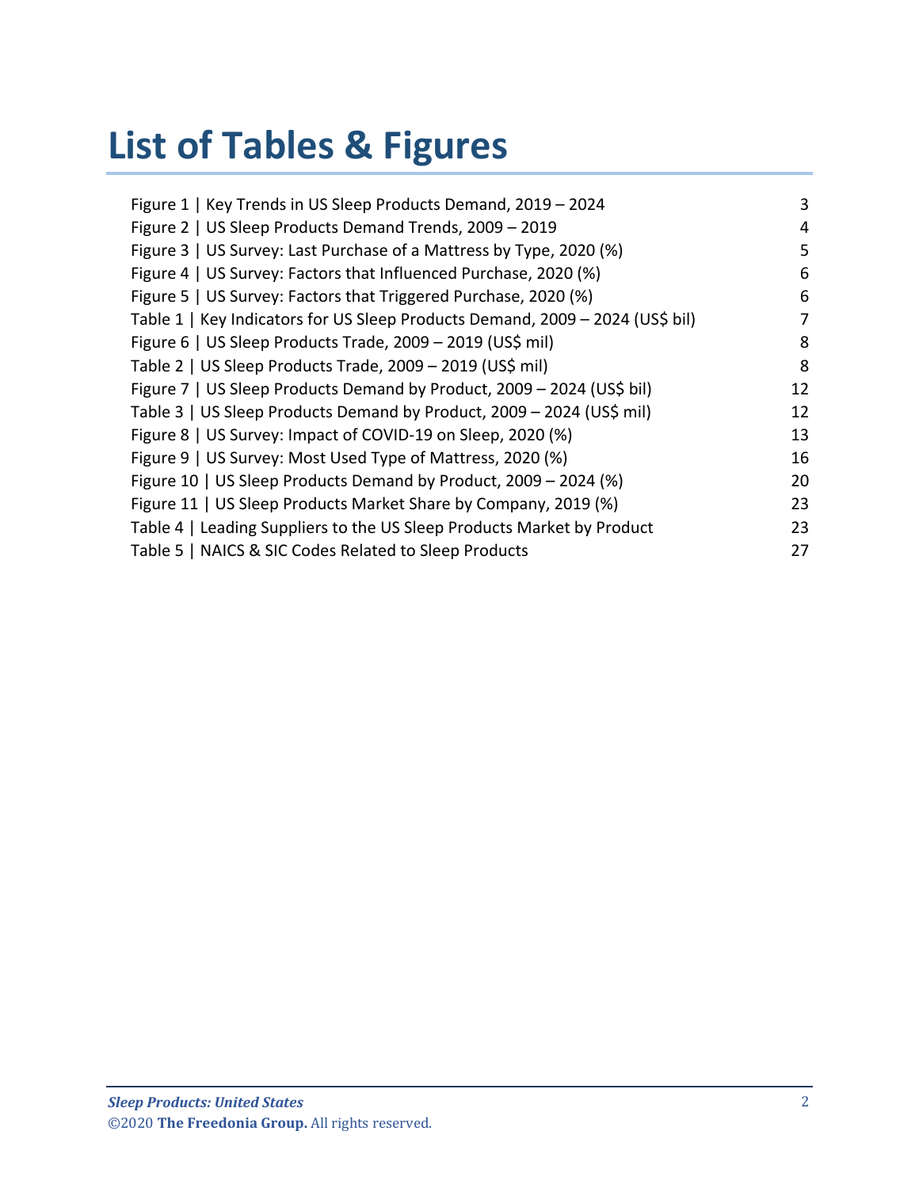# List of Tables & Figures

| | |
|---|---|
| Figure 1 \| Key Trends in US Sleep Products Demand, 2019 – 2024 | 3 |
| Figure 2 \| US Sleep Products Demand Trends, 2009 – 2019 | 4 |
| Figure 3 \| US Survey: Last Purchase of a Mattress by Type, 2020 (%) | 5 |
| Figure 4 \| US Survey: Factors that Influenced Purchase, 2020 (%) | 6 |
| Figure 5 \| US Survey: Factors that Triggered Purchase, 2020 (%) | 6 |
| Table 1 \| Key Indicators for US Sleep Products Demand, 2009 – 2024 (US$ bil) | 7 |
| Figure 6 \| US Sleep Products Trade, 2009 – 2019 (US$ mil) | 8 |
| Table 2 \| US Sleep Products Trade, 2009 – 2019 (US$ mil) | 8 |
| Figure 7 \| US Sleep Products Demand by Product, 2009 – 2024 (US$ bil) | 12 |
| Table 3 \| US Sleep Products Demand by Product, 2009 – 2024 (US$ mil) | 12 |
| Figure 8 \| US Survey: Impact of COVID-19 on Sleep, 2020 (%) | 13 |
| Figure 9 \| US Survey: Most Used Type of Mattress, 2020 (%) | 16 |
| Figure 10 \| US Sleep Products Demand by Product, 2009 – 2024 (%) | 20 |
| Figure 11 \| US Sleep Products Market Share by Company, 2019 (%) | 23 |
| Table 4 \| Leading Suppliers to the US Sleep Products Market by Product | 23 |
| Table 5 \| NAICS & SIC Codes Related to Sleep Products | 27 |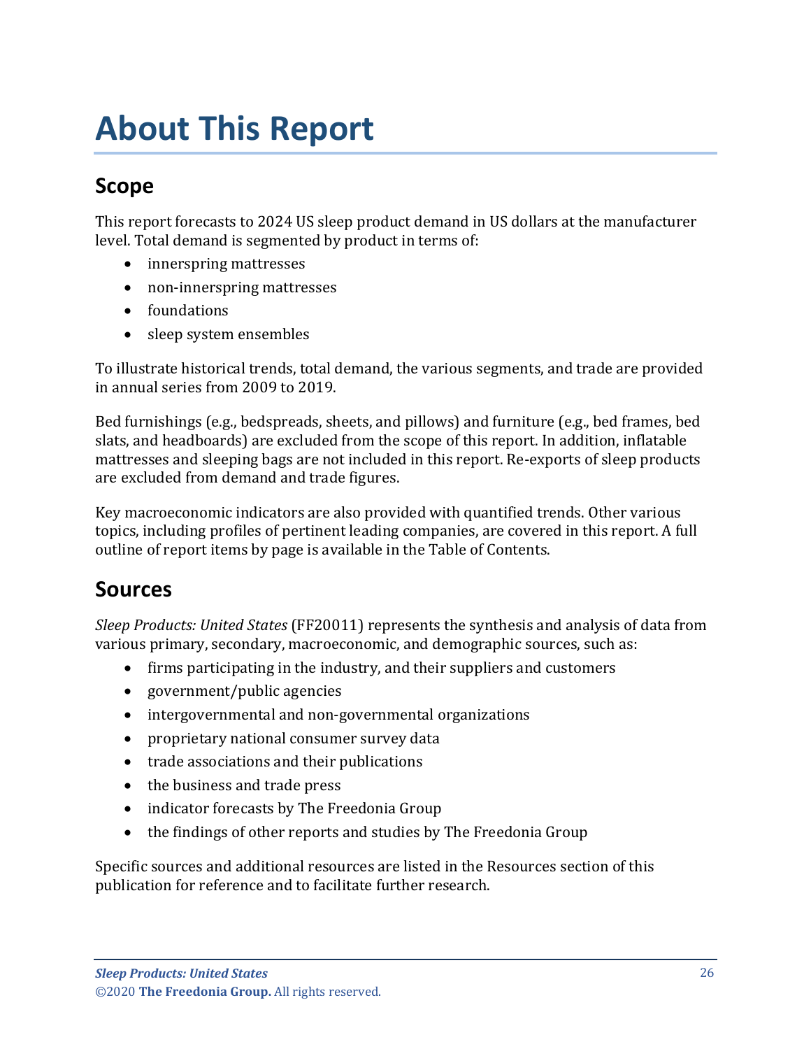# About This Report

## Scope

This report forecasts to 2024 US sleep product demand in US dollars at the manufacturer level. Total demand is segmented by product in terms of:

- innerspring mattresses
- non-innerspring mattresses
- foundations
- sleep system ensembles

To illustrate historical trends, total demand, the various segments, and trade are provided in annual series from 2009 to 2019.

Bed furnishings (e.g., bedspreads, sheets, and pillows) and furniture (e.g., bed frames, bed slats, and headboards) are excluded from the scope of this report. In addition, inflatable mattresses and sleeping bags are not included in this report. Re-exports of sleep products are excluded from demand and trade figures.

Key macroeconomic indicators are also provided with quantified trends. Other various topics, including profiles of pertinent leading companies, are covered in this report. A full outline of report items by page is available in the Table of Contents.

## Sources

*Sleep Products: United States* (FF20011) represents the synthesis and analysis of data from various primary, secondary, macroeconomic, and demographic sources, such as:

- firms participating in the industry, and their suppliers and customers
- government/public agencies
- intergovernmental and non-governmental organizations
- proprietary national consumer survey data
- trade associations and their publications
- the business and trade press
- indicator forecasts by The Freedonia Group
- the findings of other reports and studies by The Freedonia Group

Specific sources and additional resources are listed in the Resources section of this publication for reference and to facilitate further research.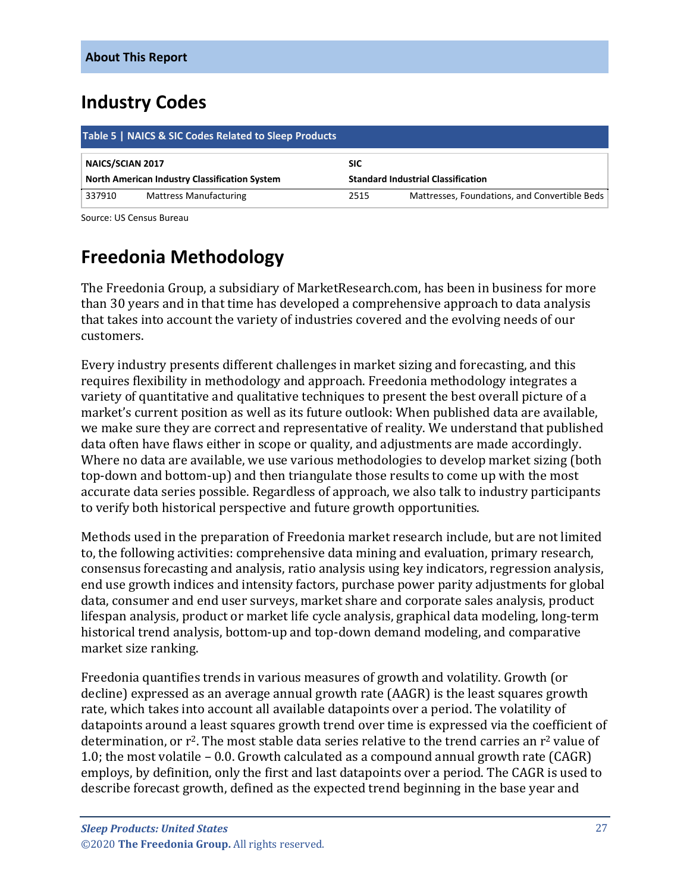**About This Report**

## Industry Codes

**Table 5 | NAICS & SIC Codes Related to Sleep Products**

| **NAICS/SCIAN 2017** | | **SIC** | |
|---|---|---|---|
| **North American Industry Classification System** | | **Standard Industrial Classification** | |
| 337910 | Mattress Manufacturing | 2515 | Mattresses, Foundations, and Convertible Beds |

Source: US Census Bureau

## Freedonia Methodology

The Freedonia Group, a subsidiary of MarketResearch.com, has been in business for more than 30 years and in that time has developed a comprehensive approach to data analysis that takes into account the variety of industries covered and the evolving needs of our customers.

Every industry presents different challenges in market sizing and forecasting, and this requires flexibility in methodology and approach. Freedonia methodology integrates a variety of quantitative and qualitative techniques to present the best overall picture of a market's current position as well as its future outlook: When published data are available, we make sure they are correct and representative of reality. We understand that published data often have flaws either in scope or quality, and adjustments are made accordingly. Where no data are available, we use various methodologies to develop market sizing (both top-down and bottom-up) and then triangulate those results to come up with the most accurate data series possible. Regardless of approach, we also talk to industry participants to verify both historical perspective and future growth opportunities.

Methods used in the preparation of Freedonia market research include, but are not limited to, the following activities: comprehensive data mining and evaluation, primary research, consensus forecasting and analysis, ratio analysis using key indicators, regression analysis, end use growth indices and intensity factors, purchase power parity adjustments for global data, consumer and end user surveys, market share and corporate sales analysis, product lifespan analysis, product or market life cycle analysis, graphical data modeling, long-term historical trend analysis, bottom-up and top-down demand modeling, and comparative market size ranking.

Freedonia quantifies trends in various measures of growth and volatility. Growth (or decline) expressed as an average annual growth rate (AAGR) is the least squares growth rate, which takes into account all available datapoints over a period. The volatility of datapoints around a least squares growth trend over time is expressed via the coefficient of determination, or $r^2$. The most stable data series relative to the trend carries an $r^2$ value of 1.0; the most volatile – 0.0. Growth calculated as a compound annual growth rate (CAGR) employs, by definition, only the first and last datapoints over a period. The CAGR is used to describe forecast growth, defined as the expected trend beginning in the base year and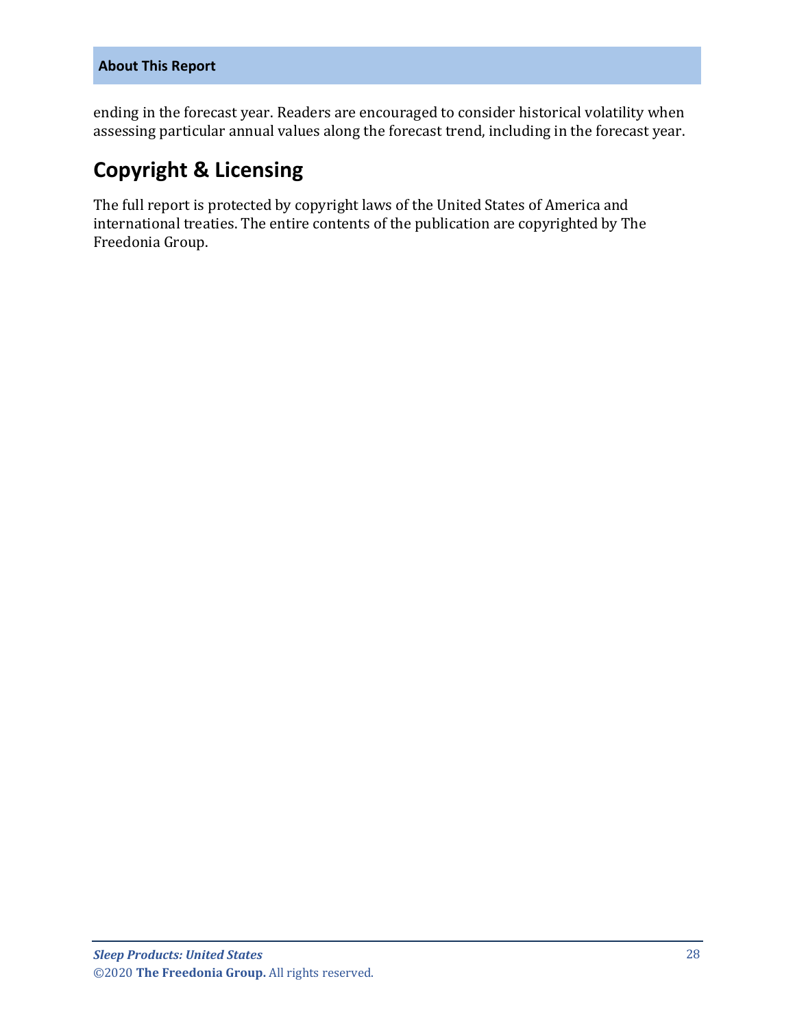ending in the forecast year. Readers are encouraged to consider historical volatility when assessing particular annual values along the forecast trend, including in the forecast year.

## Copyright & Licensing

The full report is protected by copyright laws of the United States of America and international treaties. The entire contents of the publication are copyrighted by The Freedonia Group.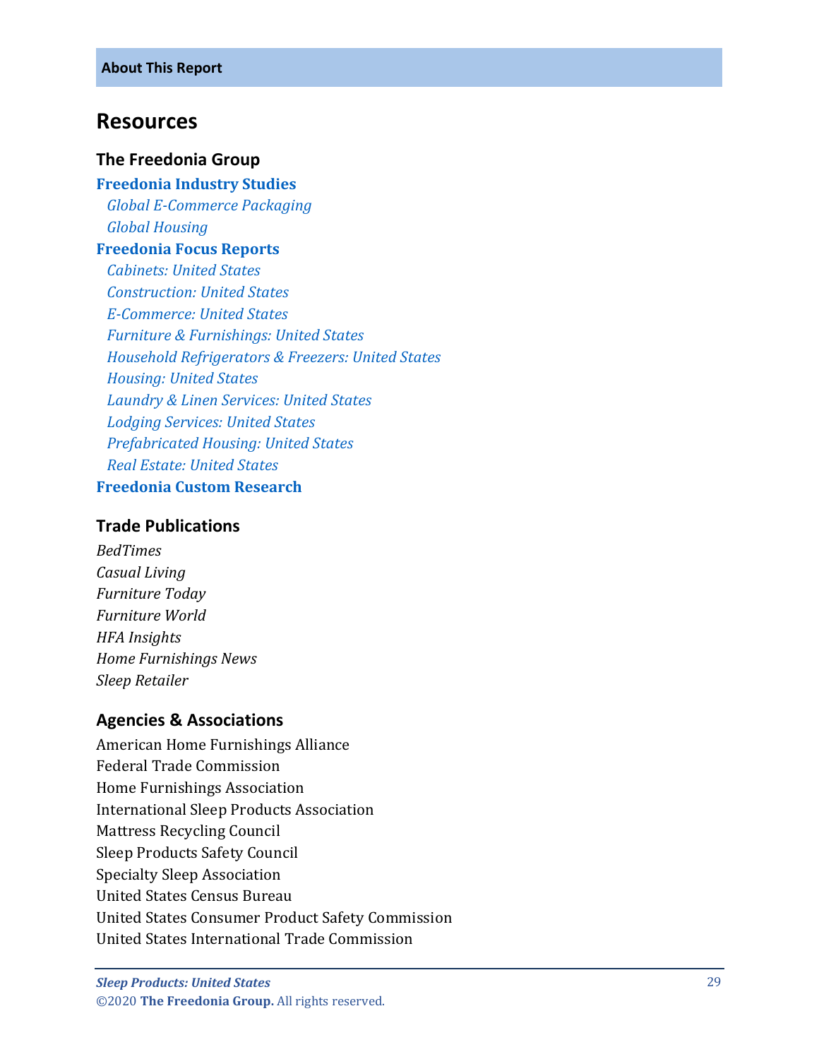**About This Report**

# Resources

## The Freedonia Group

**Freedonia Industry Studies**

*Global E-Commerce Packaging*
*Global Housing*

**Freedonia Focus Reports**

*Cabinets: United States*
*Construction: United States*
*E-Commerce: United States*
*Furniture & Furnishings: United States*
*Household Refrigerators & Freezers: United States*
*Housing: United States*
*Laundry & Linen Services: United States*
*Lodging Services: United States*
*Prefabricated Housing: United States*
*Real Estate: United States*

**Freedonia Custom Research**

## Trade Publications

*BedTimes*
*Casual Living*
*Furniture Today*
*Furniture World*
*HFA Insights*
*Home Furnishings News*
*Sleep Retailer*

## Agencies & Associations

American Home Furnishings Alliance
Federal Trade Commission
Home Furnishings Association
International Sleep Products Association
Mattress Recycling Council
Sleep Products Safety Council
Specialty Sleep Association
United States Census Bureau
United States Consumer Product Safety Commission
United States International Trade Commission